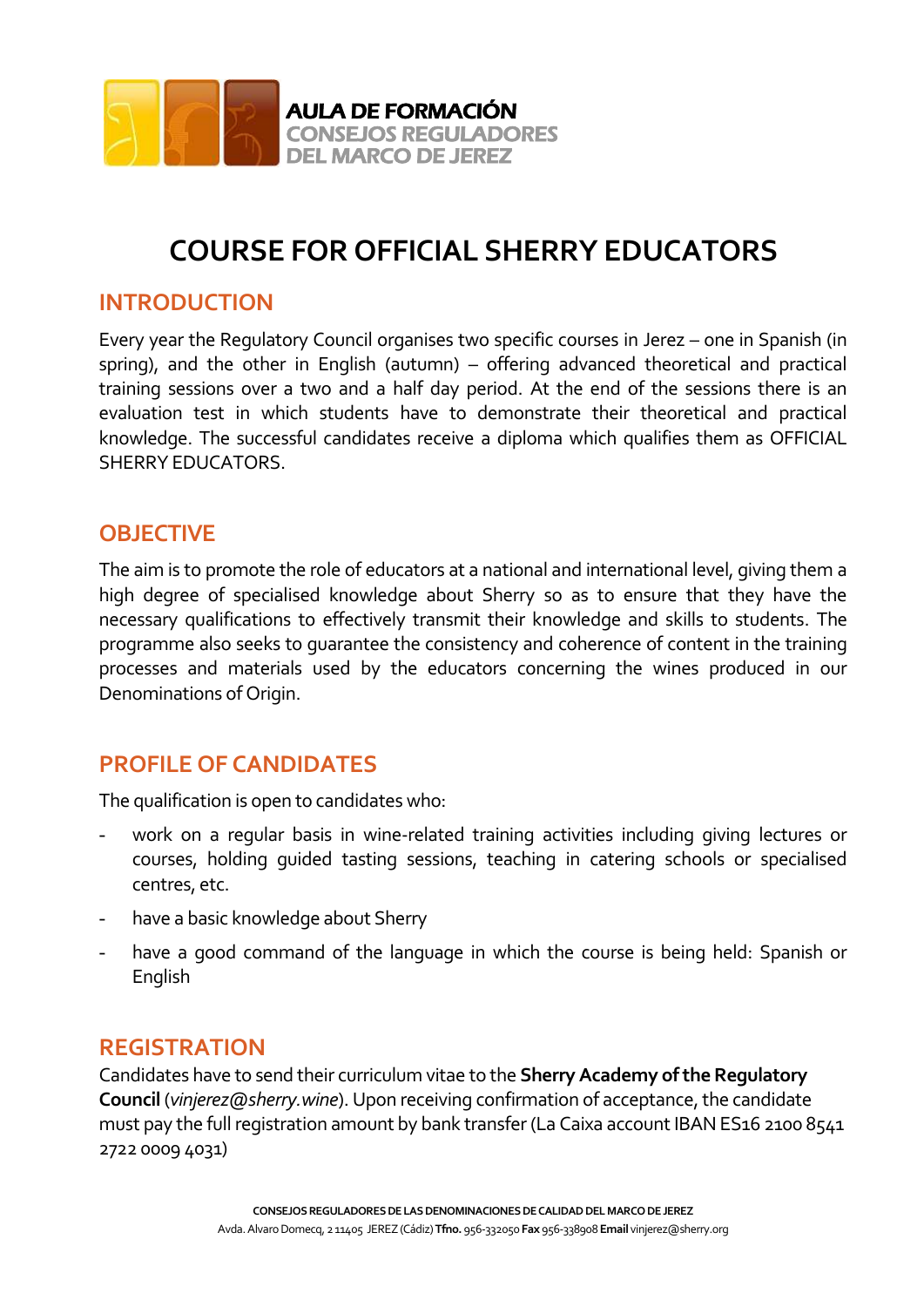AULA DE FORMACIÓN
CONSEJOS REGULADORES
DEL MARCO DE JEREZ

# COURSE FOR OFFICIAL SHERRY EDUCATORS

## INTRODUCTION

Every year the Regulatory Council organises two specific courses in Jerez – one in Spanish (in spring), and the other in English (autumn) – offering advanced theoretical and practical training sessions over a two and a half day period. At the end of the sessions there is an evaluation test in which students have to demonstrate their theoretical and practical knowledge. The successful candidates receive a diploma which qualifies them as OFFICIAL SHERRY EDUCATORS.

## OBJECTIVE

The aim is to promote the role of educators at a national and international level, giving them a high degree of specialised knowledge about Sherry so as to ensure that they have the necessary qualifications to effectively transmit their knowledge and skills to students. The programme also seeks to guarantee the consistency and coherence of content in the training processes and materials used by the educators concerning the wines produced in our Denominations of Origin.

## PROFILE OF CANDIDATES

The qualification is open to candidates who:

- work on a regular basis in wine-related training activities including giving lectures or courses, holding guided tasting sessions, teaching in catering schools or specialised centres, etc.
- have a basic knowledge about Sherry
- have a good command of the language in which the course is being held: Spanish or English

## REGISTRATION

Candidates have to send their curriculum vitae to the **Sherry Academy of the Regulatory Council** (*vinjerez@sherry.wine*). Upon receiving confirmation of acceptance, the candidate must pay the full registration amount by bank transfer (La Caixa account IBAN ES16 2100 8541 2722 0009 4031)

CONSEJOS REGULADORES DE LAS DENOMINACIONES DE CALIDAD DEL MARCO DE JEREZ
Avda. Alvaro Domecq, 2 11405 JEREZ (Cádiz) **Tfno.** 956-332050 **Fax** 956-338908 **Email** vinjerez@sherry.org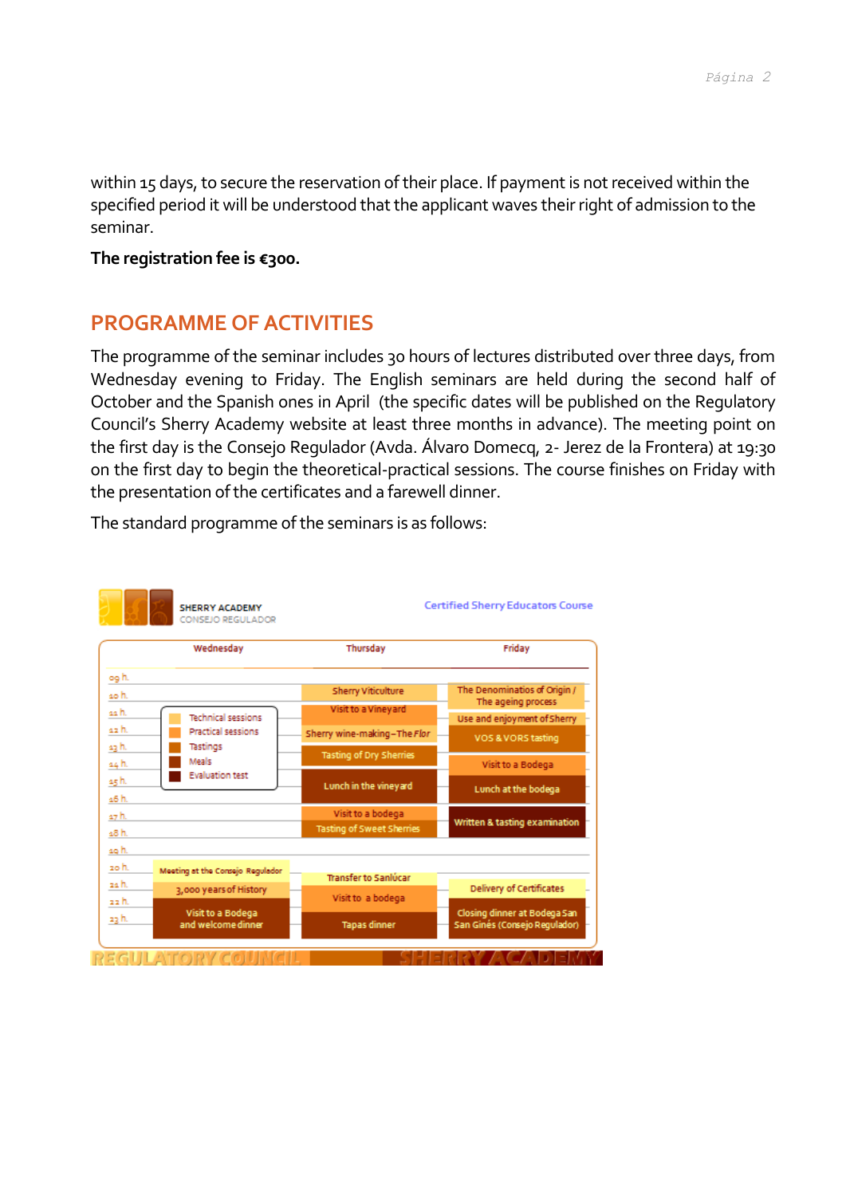within 15 days, to secure the reservation of their place. If payment is not received within the specified period it will be understood that the applicant waves their right of admission to the seminar.

**The registration fee is €300.**

## PROGRAMME OF ACTIVITIES

The programme of the seminar includes 30 hours of lectures distributed over three days, from Wednesday evening to Friday. The English seminars are held during the second half of October and the Spanish ones in April (the specific dates will be published on the Regulatory Council's Sherry Academy website at least three months in advance). The meeting point on the first day is the Consejo Regulador (Avda. Álvaro Domecq, 2- Jerez de la Frontera) at 19:30 on the first day to begin the theoretical-practical sessions. The course finishes on Friday with the presentation of the certificates and a farewell dinner.

The standard programme of the seminars is as follows:

SHERRY ACADEMY
CONSEJO REGULADOR

Certified Sherry Educators Course

| | Wednesday | Thursday | Friday |
|---|---|---|---|
| 09 h. | | | |
| 10 h. | | Sherry Viticulture | The Denominatios of Origin / The ageing process |
| 11 h. | | Visit to a Vineyard | Use and enjoyment of Sherry |
| 12 h. | | Sherry wine-making – The *Flor* | VOS & VORS tasting |
| 13 h. | | Tasting of Dry Sherries | |
| 14 h. | | Lunch in the vineyard | Visit to a Bodega |
| 15 h. | | | Lunch at the bodega |
| 16 h. | | | |
| 17 h. | | Visit to a bodega | Written & tasting examination |
| 18 h. | | Tasting of Sweet Sherries | |
| 19 h. | | | |
| 20 h. | Meeting at the Consejo Regulador | | |
| 21 h. | 3,000 years of History | Transfer to Sanlúcar | Delivery of Certificates |
| 22 h. | Visit to a Bodega and welcome dinner | Visit to a bodega | Closing dinner at Bodega San Ginés (Consejo Regulador) |
| 23 h. | | Tapas dinner | |

Legend: Technical sessions; Practical sessions; Tastings; Meals; Evaluation test

REGULATORY COUNCIL — SHERRY ACADEMY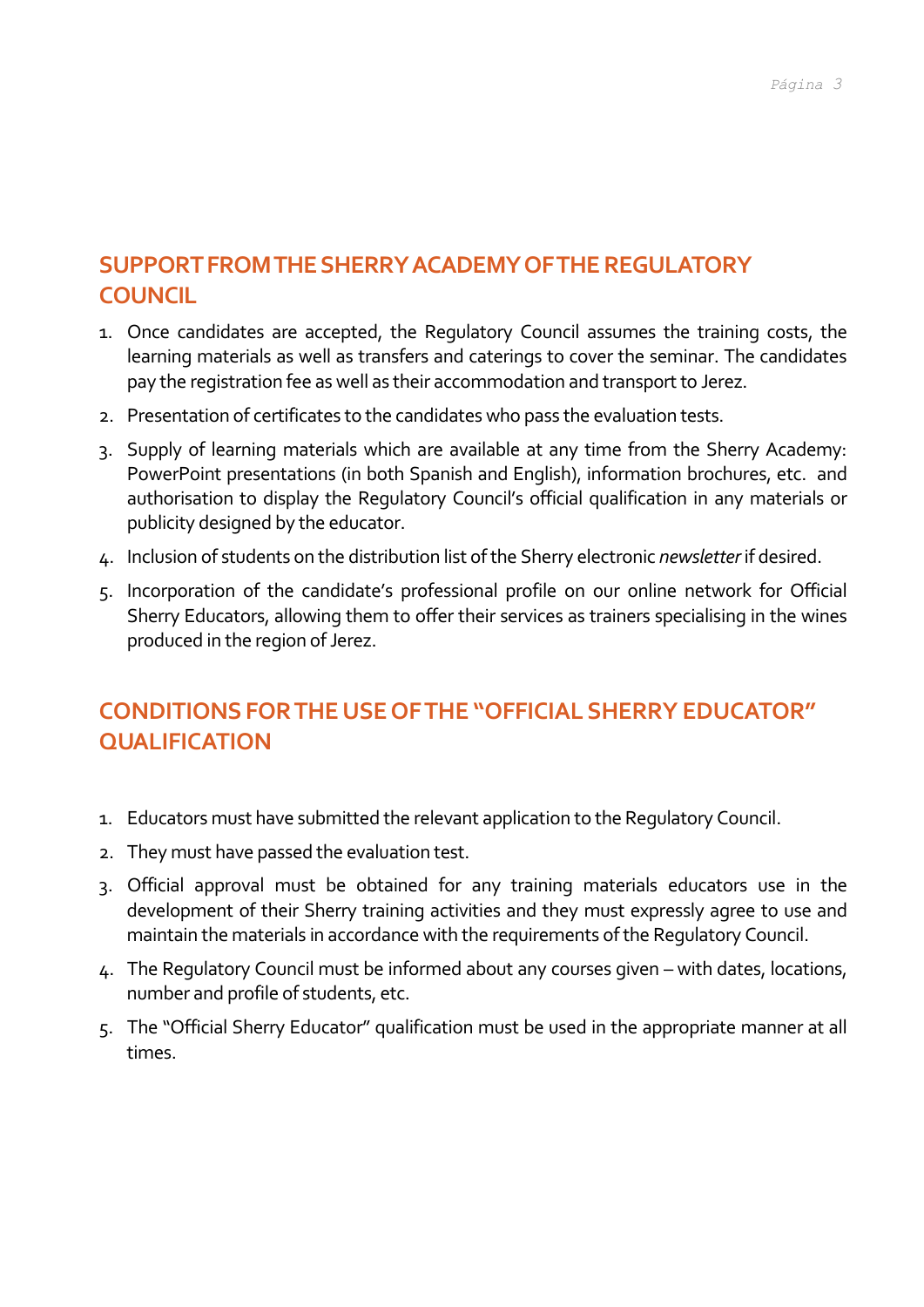## SUPPORT FROM THE SHERRY ACADEMY OF THE REGULATORY COUNCIL

1. Once candidates are accepted, the Regulatory Council assumes the training costs, the learning materials as well as transfers and caterings to cover the seminar. The candidates pay the registration fee as well as their accommodation and transport to Jerez.
2. Presentation of certificates to the candidates who pass the evaluation tests.
3. Supply of learning materials which are available at any time from the Sherry Academy: PowerPoint presentations (in both Spanish and English), information brochures, etc. and authorisation to display the Regulatory Council's official qualification in any materials or publicity designed by the educator.
4. Inclusion of students on the distribution list of the Sherry electronic *newsletter* if desired.
5. Incorporation of the candidate's professional profile on our online network for Official Sherry Educators, allowing them to offer their services as trainers specialising in the wines produced in the region of Jerez.

## CONDITIONS FOR THE USE OF THE "OFFICIAL SHERRY EDUCATOR" QUALIFICATION

1. Educators must have submitted the relevant application to the Regulatory Council.
2. They must have passed the evaluation test.
3. Official approval must be obtained for any training materials educators use in the development of their Sherry training activities and they must expressly agree to use and maintain the materials in accordance with the requirements of the Regulatory Council.
4. The Regulatory Council must be informed about any courses given – with dates, locations, number and profile of students, etc.
5. The "Official Sherry Educator" qualification must be used in the appropriate manner at all times.